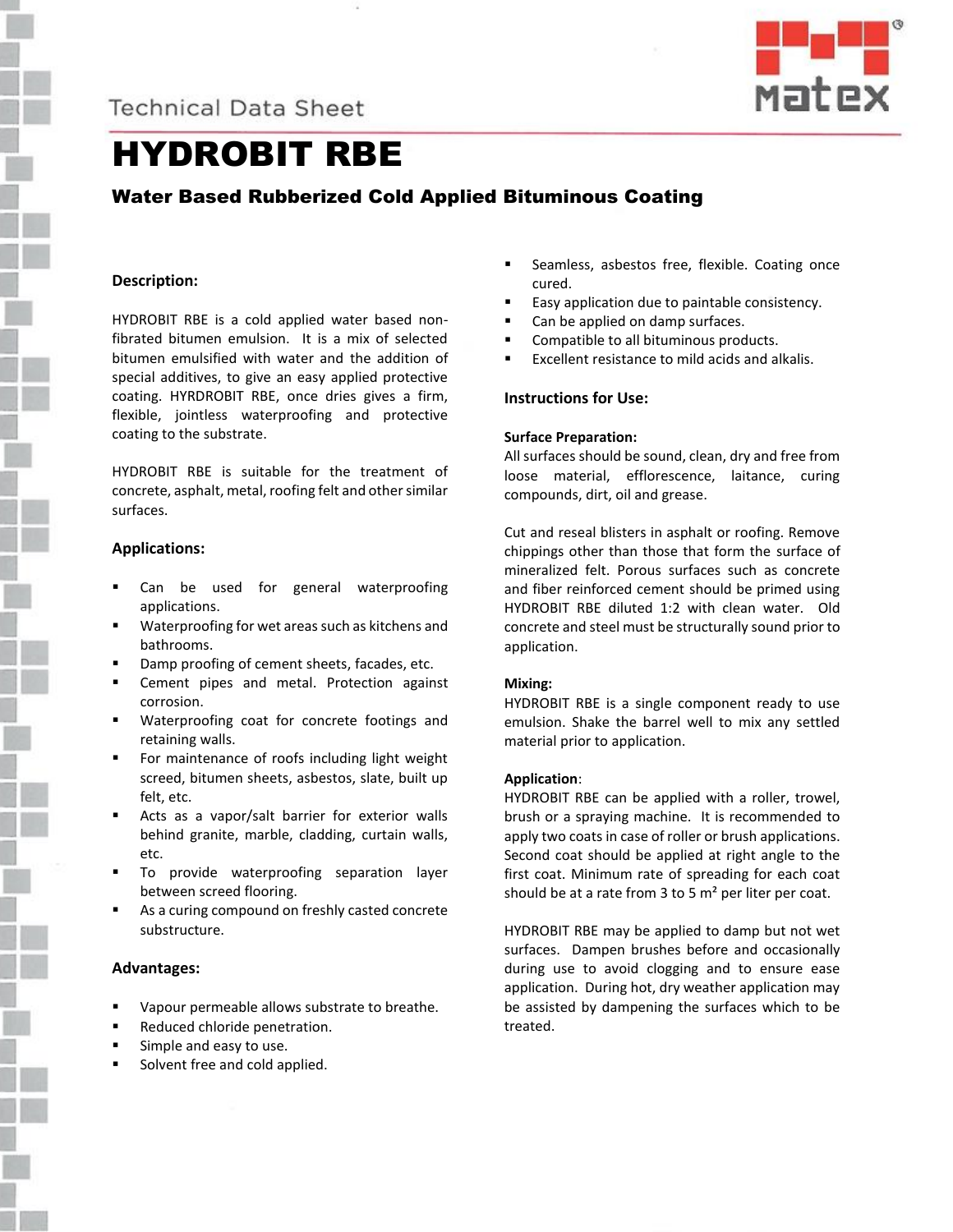Technical Data Sheet

# HYDROBIT RBE

### Water Based Rubberized Cold Applied Bituminous Coating

## Description:

HYDROBIT RBE is a cold applied water based non-fibrated bitumen emulsion. It is a mix of selected bitumen emulsified with water and the addition of special additives, to give an easy applied protective coating. HYRDROBIT RBE, once dries gives a firm, flexible, jointless waterproofing and protective coating to the substrate.

HYDROBIT RBE is suitable for the treatment of concrete, asphalt, metal, roofing felt and other similar surfaces.

## Applications:

- Can be used for general waterproofing applications.
- Waterproofing for wet areas such as kitchens and bathrooms.
- Damp proofing of cement sheets, facades, etc.
- Cement pipes and metal. Protection against corrosion.
- Waterproofing coat for concrete footings and retaining walls.
- For maintenance of roofs including light weight screed, bitumen sheets, asbestos, slate, built up felt, etc.
- Acts as a vapor/salt barrier for exterior walls behind granite, marble, cladding, curtain walls, etc.
- To provide waterproofing separation layer between screed flooring.
- As a curing compound on freshly casted concrete substructure.

## Advantages:

- Vapour permeable allows substrate to breathe.
- Reduced chloride penetration.
- Simple and easy to use.
- Solvent free and cold applied.
- Seamless, asbestos free, flexible. Coating once cured.
- Easy application due to paintable consistency.
- Can be applied on damp surfaces.
- Compatible to all bituminous products.
- Excellent resistance to mild acids and alkalis.

## Instructions for Use:

**Surface Preparation:**
All surfaces should be sound, clean, dry and free from loose material, efflorescence, laitance, curing compounds, dirt, oil and grease.

Cut and reseal blisters in asphalt or roofing. Remove chippings other than those that form the surface of mineralized felt. Porous surfaces such as concrete and fiber reinforced cement should be primed using HYDROBIT RBE diluted 1:2 with clean water. Old concrete and steel must be structurally sound prior to application.

**Mixing:**
HYDROBIT RBE is a single component ready to use emulsion. Shake the barrel well to mix any settled material prior to application.

**Application**:
HYDROBIT RBE can be applied with a roller, trowel, brush or a spraying machine. It is recommended to apply two coats in case of roller or brush applications. Second coat should be applied at right angle to the first coat. Minimum rate of spreading for each coat should be at a rate from 3 to 5 m² per liter per coat.

HYDROBIT RBE may be applied to damp but not wet surfaces. Dampen brushes before and occasionally during use to avoid clogging and to ensure ease application. During hot, dry weather application may be assisted by dampening the surfaces which to be treated.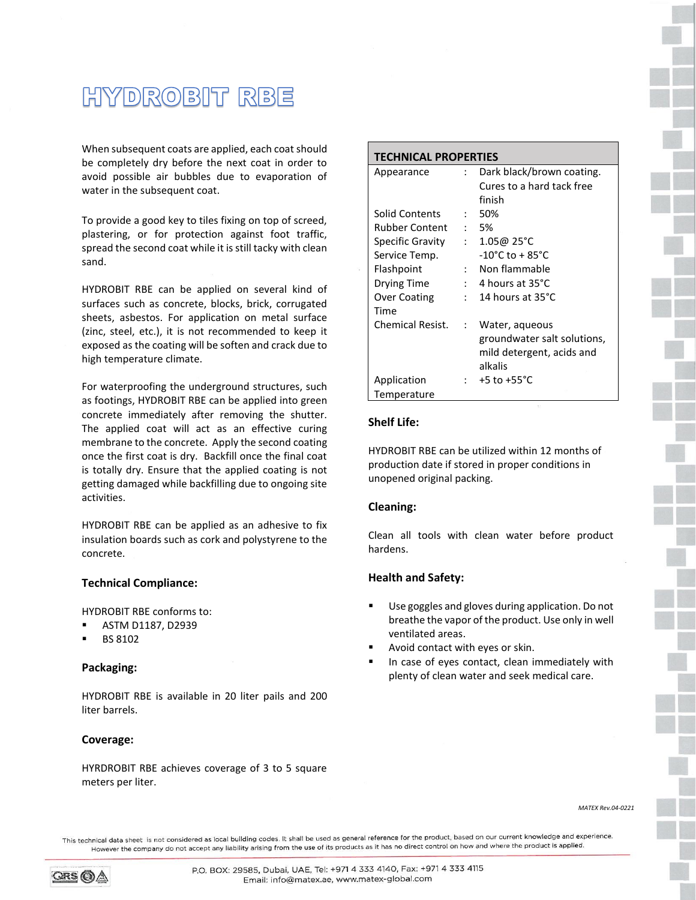# HYDROBIT RBE

When subsequent coats are applied, each coat should be completely dry before the next coat in order to avoid possible air bubbles due to evaporation of water in the subsequent coat.

To provide a good key to tiles fixing on top of screed, plastering, or for protection against foot traffic, spread the second coat while it is still tacky with clean sand.

HYDROBIT RBE can be applied on several kind of surfaces such as concrete, blocks, brick, corrugated sheets, asbestos. For application on metal surface (zinc, steel, etc.), it is not recommended to keep it exposed as the coating will be soften and crack due to high temperature climate.

For waterproofing the underground structures, such as footings, HYDROBIT RBE can be applied into green concrete immediately after removing the shutter. The applied coat will act as an effective curing membrane to the concrete. Apply the second coating once the first coat is dry. Backfill once the final coat is totally dry. Ensure that the applied coating is not getting damaged while backfilling due to ongoing site activities.

HYDROBIT RBE can be applied as an adhesive to fix insulation boards such as cork and polystyrene to the concrete.

### Technical Compliance:

HYDROBIT RBE conforms to:

- ASTM D1187, D2939
- BS 8102

### Packaging:

HYDROBIT RBE is available in 20 liter pails and 200 liter barrels.

### Coverage:

HYRDROBIT RBE achieves coverage of 3 to 5 square meters per liter.

| TECHNICAL PROPERTIES | | |
|---|---|---|
| Appearance | : | Dark black/brown coating. Cures to a hard tack free finish |
| Solid Contents | : | 50% |
| Rubber Content | : | 5% |
| Specific Gravity | : | 1.05@ 25°C |
| Service Temp. | | -10°C to + 85°C |
| Flashpoint | : | Non flammable |
| Drying Time | : | 4 hours at 35°C |
| Over Coating Time | : | 14 hours at 35°C |
| Chemical Resist. | : | Water, aqueous groundwater salt solutions, mild detergent, acids and alkalis |
| Application Temperature | : | +5 to +55°C |

### Shelf Life:

HYDROBIT RBE can be utilized within 12 months of production date if stored in proper conditions in unopened original packing.

### Cleaning:

Clean all tools with clean water before product hardens.

### Health and Safety:

- Use goggles and gloves during application. Do not breathe the vapor of the product. Use only in well ventilated areas.
- Avoid contact with eyes or skin.
- In case of eyes contact, clean immediately with plenty of clean water and seek medical care.

*MATEX Rev.04-0221*

This technical data sheet is not considered as local building codes. It shall be used as general reference for the product, based on our current knowledge and experience. However the company do not accept any liability arising from the use of its products as it has no direct control on how and where the product is applied.

P.O. BOX: 29585, Dubai, UAE, Tel: +971 4 333 4140, Fax: +971 4 333 4115
Email: info@matex.ae, www.matex-global.com